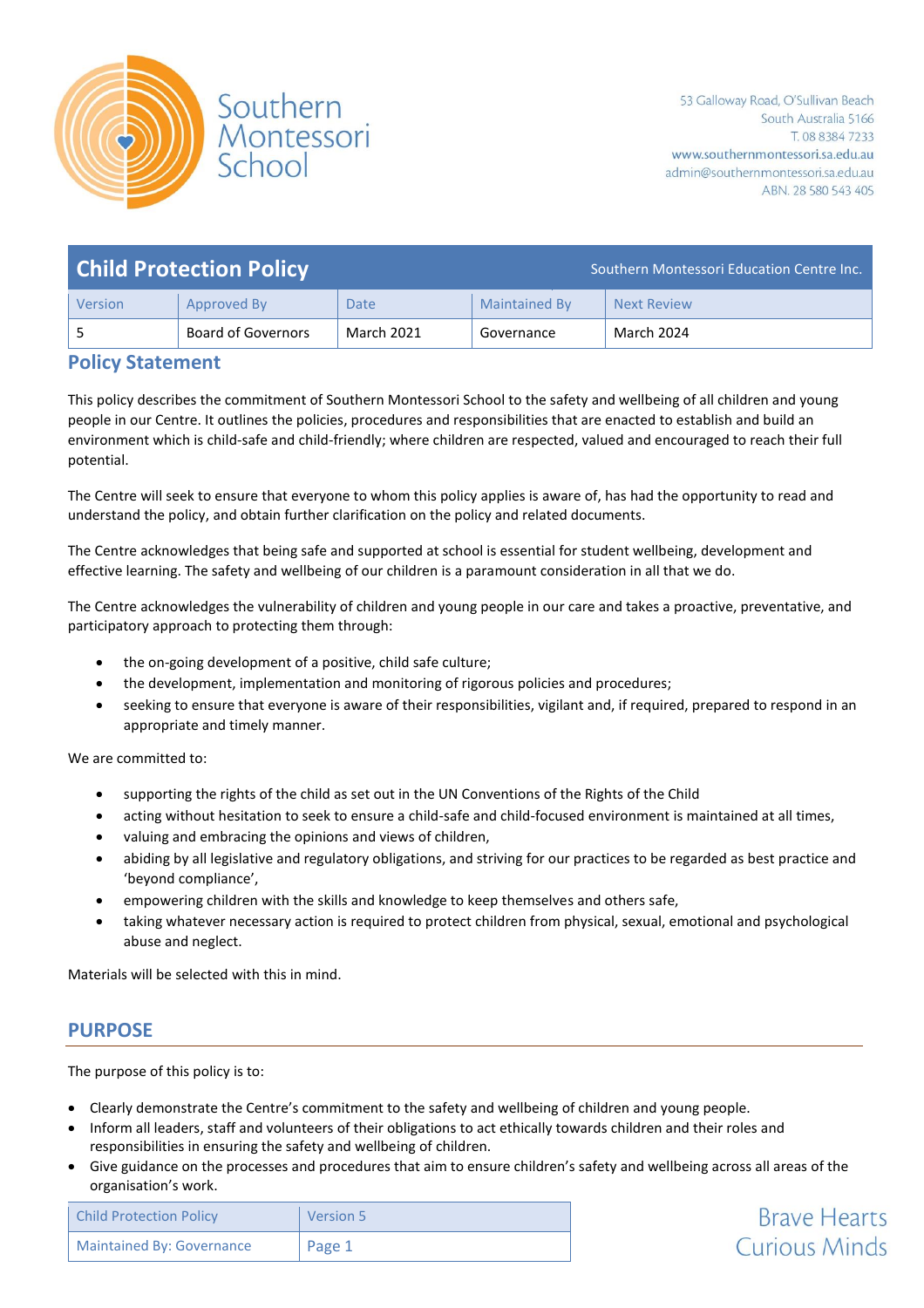Southern Montessori School

53 Galloway Road, O'Sullivan Beach
South Australia 5166
T. 08 8384 7233
www.southernmontessori.sa.edu.au
admin@southernmontessori.sa.edu.au
ABN. 28 580 543 405

# Child Protection Policy

Southern Montessori Education Centre Inc.

| Version | Approved By | Date | Maintained By | Next Review |
|---|---|---|---|---|
| 5 | Board of Governors | March 2021 | Governance | March 2024 |

## Policy Statement

This policy describes the commitment of Southern Montessori School to the safety and wellbeing of all children and young people in our Centre. It outlines the policies, procedures and responsibilities that are enacted to establish and build an environment which is child-safe and child-friendly; where children are respected, valued and encouraged to reach their full potential.

The Centre will seek to ensure that everyone to whom this policy applies is aware of, has had the opportunity to read and understand the policy, and obtain further clarification on the policy and related documents.

The Centre acknowledges that being safe and supported at school is essential for student wellbeing, development and effective learning. The safety and wellbeing of our children is a paramount consideration in all that we do.

The Centre acknowledges the vulnerability of children and young people in our care and takes a proactive, preventative, and participatory approach to protecting them through:

- the on-going development of a positive, child safe culture;
- the development, implementation and monitoring of rigorous policies and procedures;
- seeking to ensure that everyone is aware of their responsibilities, vigilant and, if required, prepared to respond in an appropriate and timely manner.

We are committed to:

- supporting the rights of the child as set out in the UN Conventions of the Rights of the Child
- acting without hesitation to seek to ensure a child-safe and child-focused environment is maintained at all times,
- valuing and embracing the opinions and views of children,
- abiding by all legislative and regulatory obligations, and striving for our practices to be regarded as best practice and 'beyond compliance',
- empowering children with the skills and knowledge to keep themselves and others safe,
- taking whatever necessary action is required to protect children from physical, sexual, emotional and psychological abuse and neglect.

Materials will be selected with this in mind.

## PURPOSE

The purpose of this policy is to:

- Clearly demonstrate the Centre's commitment to the safety and wellbeing of children and young people.
- Inform all leaders, staff and volunteers of their obligations to act ethically towards children and their roles and responsibilities in ensuring the safety and wellbeing of children.
- Give guidance on the processes and procedures that aim to ensure children's safety and wellbeing across all areas of the organisation's work.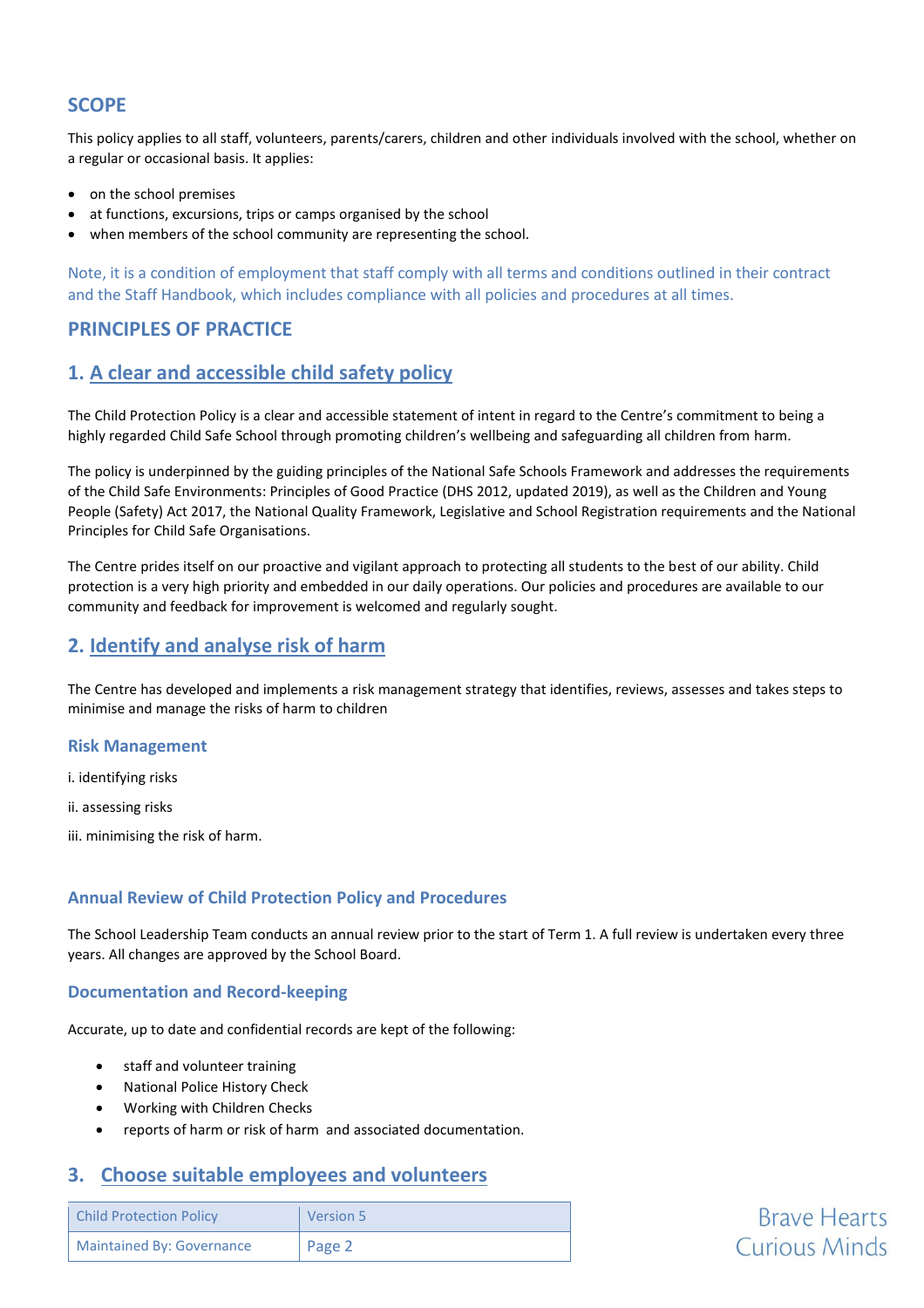## SCOPE

This policy applies to all staff, volunteers, parents/carers, children and other individuals involved with the school, whether on a regular or occasional basis. It applies:

- on the school premises
- at functions, excursions, trips or camps organised by the school
- when members of the school community are representing the school.

Note, it is a condition of employment that staff comply with all terms and conditions outlined in their contract and the Staff Handbook, which includes compliance with all policies and procedures at all times.

## PRINCIPLES OF PRACTICE

## 1. A clear and accessible child safety policy

The Child Protection Policy is a clear and accessible statement of intent in regard to the Centre's commitment to being a highly regarded Child Safe School through promoting children's wellbeing and safeguarding all children from harm.

The policy is underpinned by the guiding principles of the National Safe Schools Framework and addresses the requirements of the Child Safe Environments: Principles of Good Practice (DHS 2012, updated 2019), as well as the Children and Young People (Safety) Act 2017, the National Quality Framework, Legislative and School Registration requirements and the National Principles for Child Safe Organisations.

The Centre prides itself on our proactive and vigilant approach to protecting all students to the best of our ability. Child protection is a very high priority and embedded in our daily operations. Our policies and procedures are available to our community and feedback for improvement is welcomed and regularly sought.

## 2. Identify and analyse risk of harm

The Centre has developed and implements a risk management strategy that identifies, reviews, assesses and takes steps to minimise and manage the risks of harm to children

### Risk Management

i. identifying risks

ii. assessing risks

iii. minimising the risk of harm.

### Annual Review of Child Protection Policy and Procedures

The School Leadership Team conducts an annual review prior to the start of Term 1. A full review is undertaken every three years. All changes are approved by the School Board.

### Documentation and Record-keeping

Accurate, up to date and confidential records are kept of the following:

- staff and volunteer training
- National Police History Check
- Working with Children Checks
- reports of harm or risk of harm and associated documentation.

## 3. Choose suitable employees and volunteers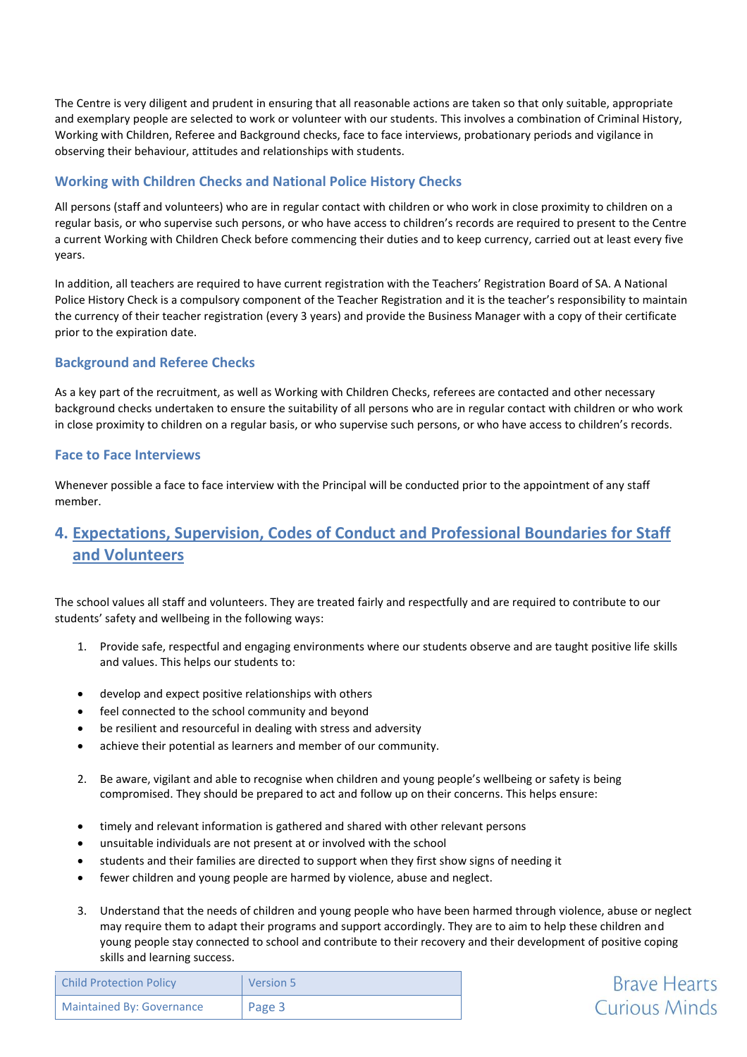The Centre is very diligent and prudent in ensuring that all reasonable actions are taken so that only suitable, appropriate and exemplary people are selected to work or volunteer with our students. This involves a combination of Criminal History, Working with Children, Referee and Background checks, face to face interviews, probationary periods and vigilance in observing their behaviour, attitudes and relationships with students.

### Working with Children Checks and National Police History Checks

All persons (staff and volunteers) who are in regular contact with children or who work in close proximity to children on a regular basis, or who supervise such persons, or who have access to children's records are required to present to the Centre a current Working with Children Check before commencing their duties and to keep currency, carried out at least every five years.

In addition, all teachers are required to have current registration with the Teachers' Registration Board of SA. A National Police History Check is a compulsory component of the Teacher Registration and it is the teacher's responsibility to maintain the currency of their teacher registration (every 3 years) and provide the Business Manager with a copy of their certificate prior to the expiration date.

### Background and Referee Checks

As a key part of the recruitment, as well as Working with Children Checks, referees are contacted and other necessary background checks undertaken to ensure the suitability of all persons who are in regular contact with children or who work in close proximity to children on a regular basis, or who supervise such persons, or who have access to children's records.

### Face to Face Interviews

Whenever possible a face to face interview with the Principal will be conducted prior to the appointment of any staff member.

## 4. Expectations, Supervision, Codes of Conduct and Professional Boundaries for Staff and Volunteers

The school values all staff and volunteers. They are treated fairly and respectfully and are required to contribute to our students' safety and wellbeing in the following ways:

1. Provide safe, respectful and engaging environments where our students observe and are taught positive life skills and values. This helps our students to:

- develop and expect positive relationships with others
- feel connected to the school community and beyond
- be resilient and resourceful in dealing with stress and adversity
- achieve their potential as learners and member of our community.

2. Be aware, vigilant and able to recognise when children and young people's wellbeing or safety is being compromised. They should be prepared to act and follow up on their concerns. This helps ensure:

- timely and relevant information is gathered and shared with other relevant persons
- unsuitable individuals are not present at or involved with the school
- students and their families are directed to support when they first show signs of needing it
- fewer children and young people are harmed by violence, abuse and neglect.

3. Understand that the needs of children and young people who have been harmed through violence, abuse or neglect may require them to adapt their programs and support accordingly. They are to aim to help these children and young people stay connected to school and contribute to their recovery and their development of positive coping skills and learning success.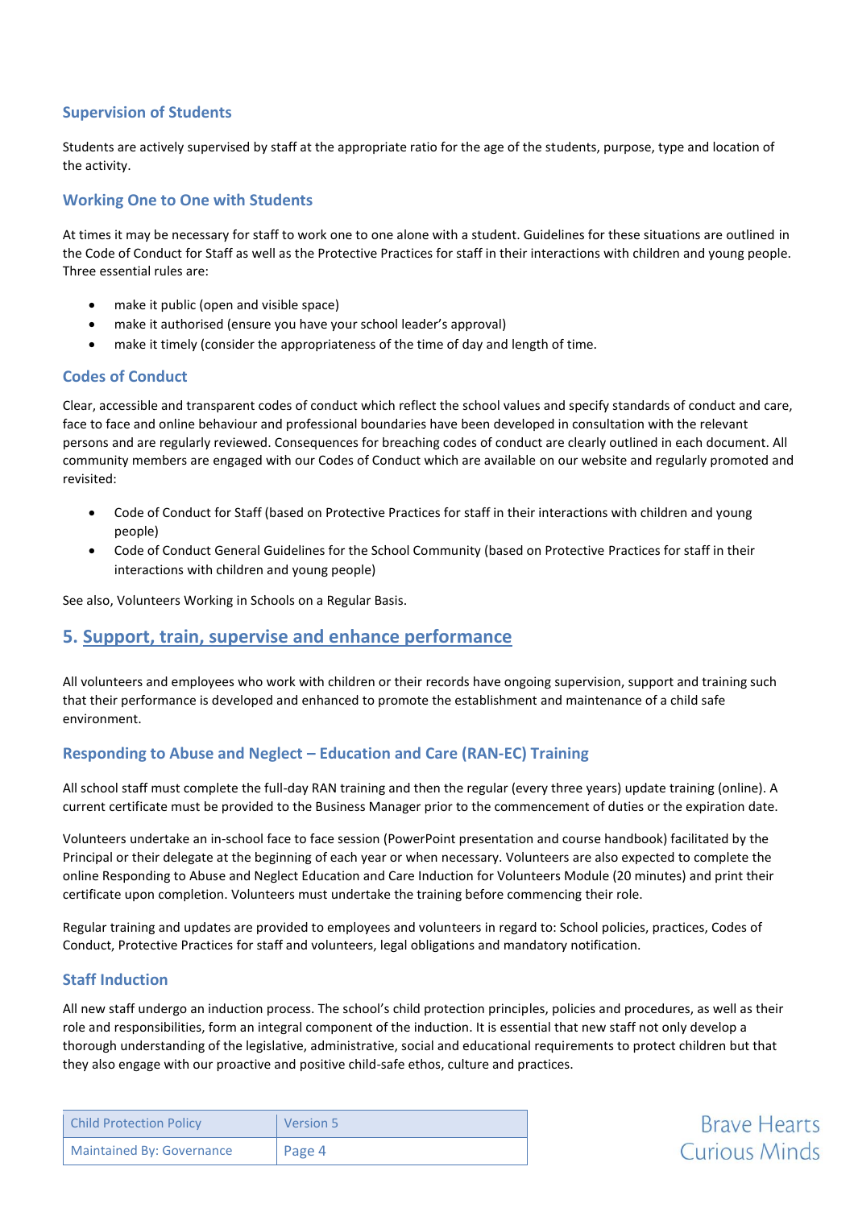### Supervision of Students

Students are actively supervised by staff at the appropriate ratio for the age of the students, purpose, type and location of the activity.

### Working One to One with Students

At times it may be necessary for staff to work one to one alone with a student. Guidelines for these situations are outlined in the Code of Conduct for Staff as well as the Protective Practices for staff in their interactions with children and young people. Three essential rules are:

- make it public (open and visible space)
- make it authorised (ensure you have your school leader's approval)
- make it timely (consider the appropriateness of the time of day and length of time.

### Codes of Conduct

Clear, accessible and transparent codes of conduct which reflect the school values and specify standards of conduct and care, face to face and online behaviour and professional boundaries have been developed in consultation with the relevant persons and are regularly reviewed. Consequences for breaching codes of conduct are clearly outlined in each document. All community members are engaged with our Codes of Conduct which are available on our website and regularly promoted and revisited:

- Code of Conduct for Staff (based on Protective Practices for staff in their interactions with children and young people)
- Code of Conduct General Guidelines for the School Community (based on Protective Practices for staff in their interactions with children and young people)

See also, Volunteers Working in Schools on a Regular Basis.

## 5. Support, train, supervise and enhance performance

All volunteers and employees who work with children or their records have ongoing supervision, support and training such that their performance is developed and enhanced to promote the establishment and maintenance of a child safe environment.

### Responding to Abuse and Neglect – Education and Care (RAN-EC) Training

All school staff must complete the full-day RAN training and then the regular (every three years) update training (online). A current certificate must be provided to the Business Manager prior to the commencement of duties or the expiration date.

Volunteers undertake an in-school face to face session (PowerPoint presentation and course handbook) facilitated by the Principal or their delegate at the beginning of each year or when necessary. Volunteers are also expected to complete the online Responding to Abuse and Neglect Education and Care Induction for Volunteers Module (20 minutes) and print their certificate upon completion. Volunteers must undertake the training before commencing their role.

Regular training and updates are provided to employees and volunteers in regard to: School policies, practices, Codes of Conduct, Protective Practices for staff and volunteers, legal obligations and mandatory notification.

### Staff Induction

All new staff undergo an induction process. The school's child protection principles, policies and procedures, as well as their role and responsibilities, form an integral component of the induction. It is essential that new staff not only develop a thorough understanding of the legislative, administrative, social and educational requirements to protect children but that they also engage with our proactive and positive child-safe ethos, culture and practices.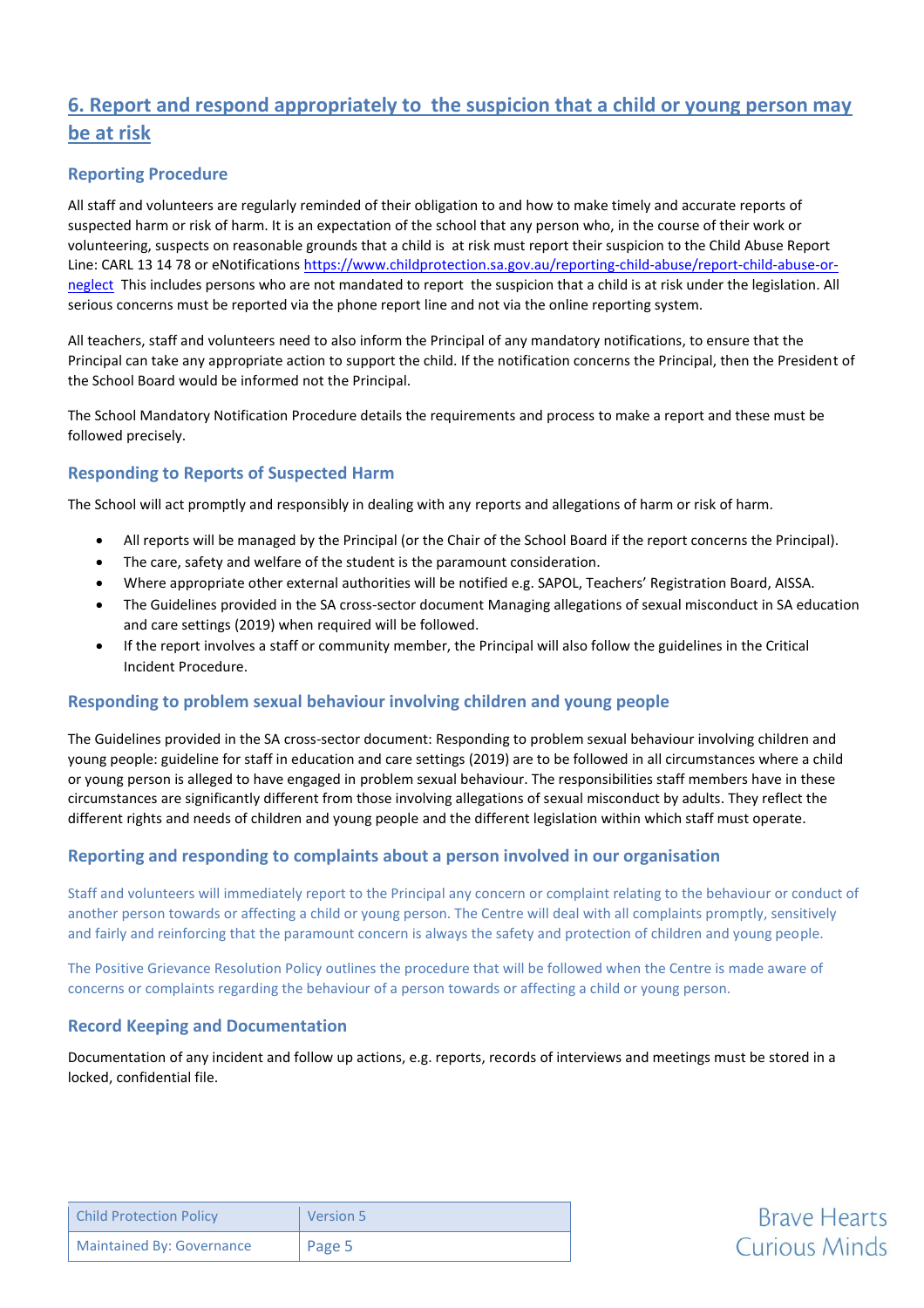## 6. Report and respond appropriately to the suspicion that a child or young person may be at risk

### Reporting Procedure

All staff and volunteers are regularly reminded of their obligation to and how to make timely and accurate reports of suspected harm or risk of harm. It is an expectation of the school that any person who, in the course of their work or volunteering, suspects on reasonable grounds that a child is at risk must report their suspicion to the Child Abuse Report Line: CARL 13 14 78 or eNotifications [https://www.childprotection.sa.gov.au/reporting-child-abuse/report-child-abuse-or-neglect](https://www.childprotection.sa.gov.au/reporting-child-abuse/report-child-abuse-or-neglect) This includes persons who are not mandated to report the suspicion that a child is at risk under the legislation. All serious concerns must be reported via the phone report line and not via the online reporting system.

All teachers, staff and volunteers need to also inform the Principal of any mandatory notifications, to ensure that the Principal can take any appropriate action to support the child. If the notification concerns the Principal, then the President of the School Board would be informed not the Principal.

The School Mandatory Notification Procedure details the requirements and process to make a report and these must be followed precisely.

### Responding to Reports of Suspected Harm

The School will act promptly and responsibly in dealing with any reports and allegations of harm or risk of harm.

- All reports will be managed by the Principal (or the Chair of the School Board if the report concerns the Principal).
- The care, safety and welfare of the student is the paramount consideration.
- Where appropriate other external authorities will be notified e.g. SAPOL, Teachers' Registration Board, AISSA.
- The Guidelines provided in the SA cross-sector document Managing allegations of sexual misconduct in SA education and care settings (2019) when required will be followed.
- If the report involves a staff or community member, the Principal will also follow the guidelines in the Critical Incident Procedure.

### Responding to problem sexual behaviour involving children and young people

The Guidelines provided in the SA cross-sector document: Responding to problem sexual behaviour involving children and young people: guideline for staff in education and care settings (2019) are to be followed in all circumstances where a child or young person is alleged to have engaged in problem sexual behaviour. The responsibilities staff members have in these circumstances are significantly different from those involving allegations of sexual misconduct by adults. They reflect the different rights and needs of children and young people and the different legislation within which staff must operate.

### Reporting and responding to complaints about a person involved in our organisation

Staff and volunteers will immediately report to the Principal any concern or complaint relating to the behaviour or conduct of another person towards or affecting a child or young person. The Centre will deal with all complaints promptly, sensitively and fairly and reinforcing that the paramount concern is always the safety and protection of children and young people.

The Positive Grievance Resolution Policy outlines the procedure that will be followed when the Centre is made aware of concerns or complaints regarding the behaviour of a person towards or affecting a child or young person.

### Record Keeping and Documentation

Documentation of any incident and follow up actions, e.g. reports, records of interviews and meetings must be stored in a locked, confidential file.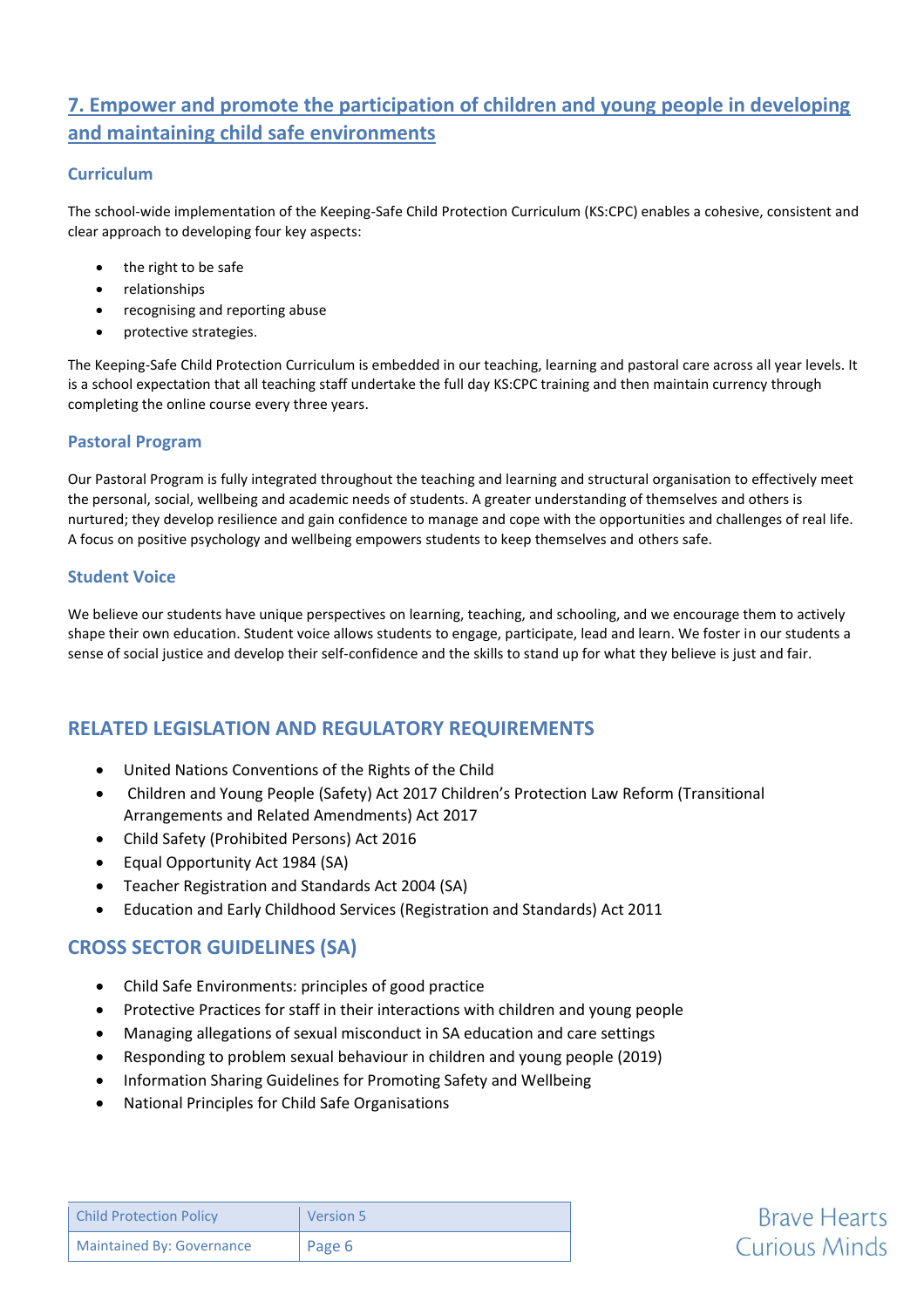## 7. Empower and promote the participation of children and young people in developing and maintaining child safe environments

### Curriculum

The school-wide implementation of the Keeping-Safe Child Protection Curriculum (KS:CPC) enables a cohesive, consistent and clear approach to developing four key aspects:

- the right to be safe
- relationships
- recognising and reporting abuse
- protective strategies.

The Keeping-Safe Child Protection Curriculum is embedded in our teaching, learning and pastoral care across all year levels. It is a school expectation that all teaching staff undertake the full day KS:CPC training and then maintain currency through completing the online course every three years.

### Pastoral Program

Our Pastoral Program is fully integrated throughout the teaching and learning and structural organisation to effectively meet the personal, social, wellbeing and academic needs of students. A greater understanding of themselves and others is nurtured; they develop resilience and gain confidence to manage and cope with the opportunities and challenges of real life. A focus on positive psychology and wellbeing empowers students to keep themselves and others safe.

### Student Voice

We believe our students have unique perspectives on learning, teaching, and schooling, and we encourage them to actively shape their own education. Student voice allows students to engage, participate, lead and learn. We foster in our students a sense of social justice and develop their self-confidence and the skills to stand up for what they believe is just and fair.

## RELATED LEGISLATION AND REGULATORY REQUIREMENTS

- United Nations Conventions of the Rights of the Child
- Children and Young People (Safety) Act 2017 Children's Protection Law Reform (Transitional Arrangements and Related Amendments) Act 2017
- Child Safety (Prohibited Persons) Act 2016
- Equal Opportunity Act 1984 (SA)
- Teacher Registration and Standards Act 2004 (SA)
- Education and Early Childhood Services (Registration and Standards) Act 2011

## CROSS SECTOR GUIDELINES (SA)

- Child Safe Environments: principles of good practice
- Protective Practices for staff in their interactions with children and young people
- Managing allegations of sexual misconduct in SA education and care settings
- Responding to problem sexual behaviour in children and young people (2019)
- Information Sharing Guidelines for Promoting Safety and Wellbeing
- National Principles for Child Safe Organisations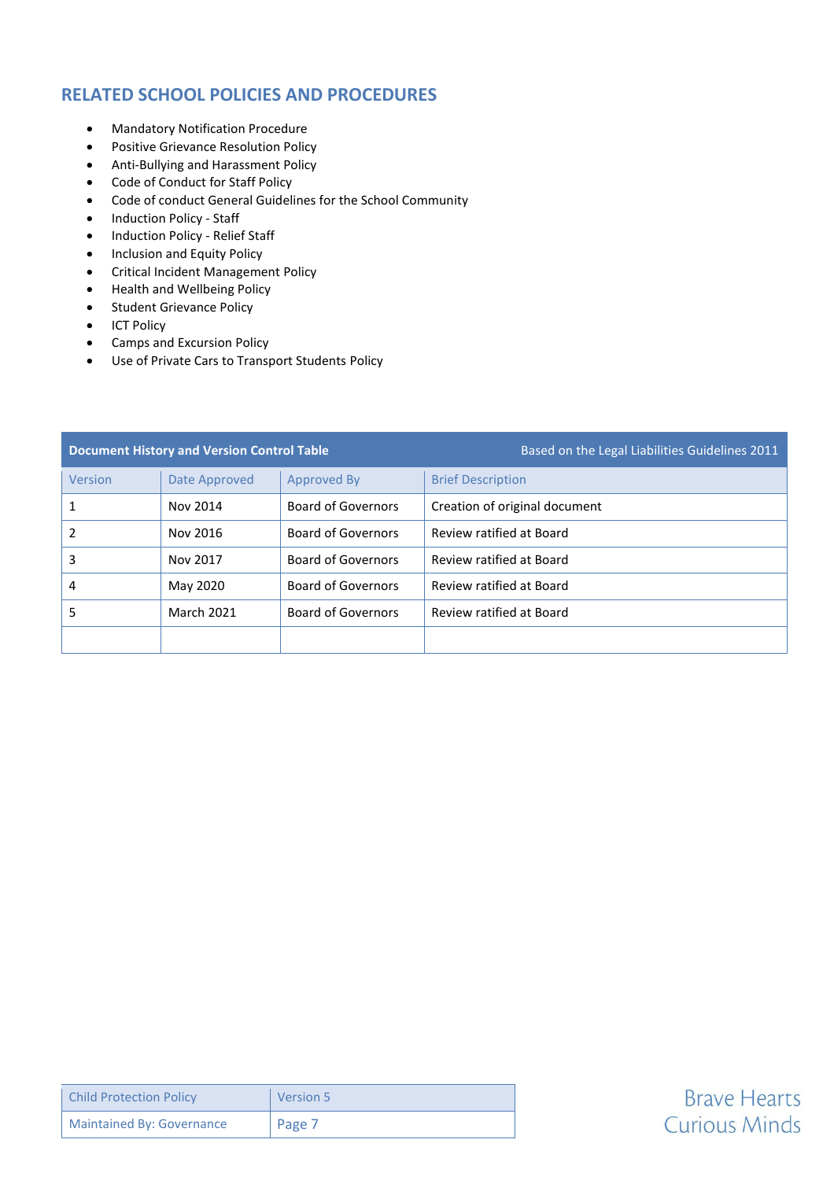## RELATED SCHOOL POLICIES AND PROCEDURES

- Mandatory Notification Procedure
- Positive Grievance Resolution Policy
- Anti-Bullying and Harassment Policy
- Code of Conduct for Staff Policy
- Code of conduct General Guidelines for the School Community
- Induction Policy - Staff
- Induction Policy - Relief Staff
- Inclusion and Equity Policy
- Critical Incident Management Policy
- Health and Wellbeing Policy
- Student Grievance Policy
- ICT Policy
- Camps and Excursion Policy
- Use of Private Cars to Transport Students Policy

| **Document History and Version Control Table** | | | Based on the Legal Liabilities Guidelines 2011 |
|---|---|---|---|
| Version | Date Approved | Approved By | Brief Description |
| 1 | Nov 2014 | Board of Governors | Creation of original document |
| 2 | Nov 2016 | Board of Governors | Review ratified at Board |
| 3 | Nov 2017 | Board of Governors | Review ratified at Board |
| 4 | May 2020 | Board of Governors | Review ratified at Board |
| 5 | March 2021 | Board of Governors | Review ratified at Board |
| | | | |